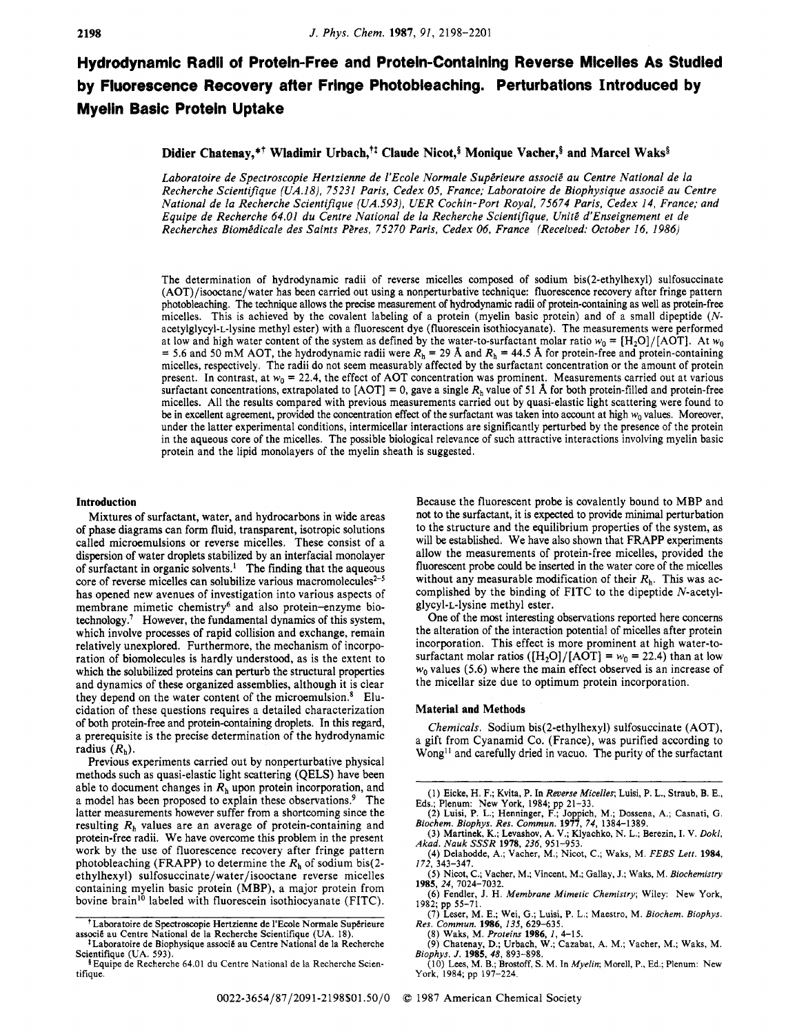# Hydrodynamic Radii of Protein-Free and Protein-Containing Reverse Micelles As Studied by Fluorescence Recovery after Fringe Photobleaching. Perturbations Introduced by Myelin Basic Protein Uptake

**Didier Chatenay,\*[†] Wladimir Urbach,[†‡] Claude Nicot,[§] Monique Vacher,[§] and Marcel Waks[§]**

*Laboratoire de Spectroscopie Hertzienne de l'Ecole Normale Supérieure associé au Centre National de la Recherche Scientifique (UA.18), 75231 Paris, Cedex 05, France; Laboratoire de Biophysique associé au Centre National de la Recherche Scientifique (UA.593), UER Cochin-Port Royal, 75674 Paris, Cedex 14, France; and Equipe de Recherche 64.01 du Centre National de la Recherche Scientifique, Unité d'Enseignement et de Recherches Biomédicale des Saints Pères, 75270 Paris, Cedex 06, France (Received: October 16, 1986)*

The determination of hydrodynamic radii of reverse micelles composed of sodium bis(2-ethylhexyl) sulfosuccinate (AOT)/isooctane/water has been carried out using a nonperturbative technique: fluorescence recovery after fringe pattern photobleaching. The technique allows the precise measurement of hydrodynamic radii of protein-containing as well as protein-free micelles. This is achieved by the covalent labeling of a protein (myelin basic protein) and of a small dipeptide (*N*-acetylglycyl-L-lysine methyl ester) with a fluorescent dye (fluorescein isothiocyanate). The measurements were performed at low and high water content of the system as defined by the water-to-surfactant molar ratio $w_0 = [H_2O]/[AOT]$. At $w_0 = 5.6$ and 50 mM AOT, the hydrodynamic radii were $R_h = 29$ Å and $R_h = 44.5$ Å for protein-free and protein-containing micelles, respectively. The radii do not seem measurably affected by the surfactant concentration or the amount of protein present. In contrast, at $w_0 = 22.4$, the effect of AOT concentration was prominent. Measurements carried out at various surfactant concentrations, extrapolated to [AOT] = 0, gave a single $R_h$ value of 51 Å for both protein-filled and protein-free micelles. All the results compared with previous measurements carried out by quasi-elastic light scattering were found to be in excellent agreement, provided the concentration effect of the surfactant was taken into account at high $w_0$ values. Moreover, under the latter experimental conditions, intermicellar interactions are significantly perturbed by the presence of the protein in the aqueous core of the micelles. The possible biological relevance of such attractive interactions involving myelin basic protein and the lipid monolayers of the myelin sheath is suggested.

## Introduction

Mixtures of surfactant, water, and hydrocarbons in wide areas of phase diagrams can form fluid, transparent, isotropic solutions called microemulsions or reverse micelles. These consist of a dispersion of water droplets stabilized by an interfacial monolayer of surfactant in organic solvents.[1] The finding that the aqueous core of reverse micelles can solubilize various macromolecules[2-5] has opened new avenues of investigation into various aspects of membrane mimetic chemistry[6] and also protein–enzyme biotechnology.[7] However, the fundamental dynamics of this system, which involve processes of rapid collision and exchange, remain relatively unexplored. Furthermore, the mechanism of incorporation of biomolecules is hardly understood, as is the extent to which the solubilized proteins can perturb the structural properties and dynamics of these organized assemblies, although it is clear they depend on the water content of the microemulsion.[8] Elucidation of these questions requires a detailed characterization of both protein-free and protein-containing droplets. In this regard, a prerequisite is the precise determination of the hydrodynamic radius ($R_h$).

Previous experiments carried out by nonperturbative physical methods such as quasi-elastic light scattering (QELS) have been able to document changes in $R_h$ upon protein incorporation, and a model has been proposed to explain these observations.[9] The latter measurements however suffer from a shortcoming since the resulting $R_h$ values are an average of protein-containing and protein-free radii. We have overcome this problem in the present work by the use of fluorescence recovery after fringe pattern photobleaching (FRAPP) to determine the $R_h$ of sodium bis(2-ethylhexyl) sulfosuccinate/water/isooctane reverse micelles containing myelin basic protein (MBP), a major protein from bovine brain[10] labeled with fluorescein isothiocyanate (FITC). Because the fluorescent probe is covalently bound to MBP and not to the surfactant, it is expected to provide minimal perturbation to the structure and the equilibrium properties of the system, as will be established. We have also shown that FRAPP experiments allow the measurements of protein-free micelles, provided the fluorescent probe could be inserted in the water core of the micelles without any measurable modification of their $R_h$. This was accomplished by the binding of FITC to the dipeptide *N*-acetylglycyl-L-lysine methyl ester.

One of the most interesting observations reported here concerns the alteration of the interaction potential of micelles after protein incorporation. This effect is more prominent at high water-to-surfactant molar ratios ($[H_2O]/[AOT] = w_0 = 22.4$) than at low $w_0$ values (5.6) where the main effect observed is an increase of the micellar size due to optimum protein incorporation.

## Material and Methods

*Chemicals.* Sodium bis(2-ethylhexyl) sulfosuccinate (AOT), a gift from Cyanamid Co. (France), was purified according to Wong[11] and carefully dried in vacuo. The purity of the surfactant

---

[†] Laboratoire de Spectroscopie Hertzienne de l'Ecole Normale Supérieure associé au Centre National de la Recherche Scientifique (UA. 18).

[‡] Laboratoire de Biophysique associé au Centre National de la Recherche Scientifique (UA. 593).

[§] Equipe de Recherche 64.01 du Centre National de la Recherche Scientifique.

(1) Eicke, H. F.; Kvita, P. In *Reverse Micelles*; Luisi, P. L., Straub, B. E., Eds.; Plenum: New York, 1984; pp 21–33.

(2) Luisi, P. L.; Henninger, F.; Joppich, M.; Dossena, A.; Casnati, G. *Biochem. Biophys. Res. Commun.* **1977**, *74*, 1384–1389.

(3) Martinek, K.; Levashov, A. V.; Klyachko, N. L.; Berezin, I. V. *Dokl. Akad. Nauk SSSR* **1978**, *236*, 951–953.

(4) Delahodde, A.; Vacher, M.; Nicot, C.; Waks, M. *FEBS Lett.* **1984**, *172*, 343–347.

(5) Nicot, C.; Vacher, M.; Vincent, M.; Gallay, J.; Waks, M. *Biochemistry* **1985**, *24*, 7024–7032.

(6) Fendler, J. H. *Membrane Mimetic Chemistry*; Wiley: New York, 1982; pp 55–71.

(7) Leser, M. E.; Wei, G.; Luisi, P. L.; Maestro, M. *Biochem. Biophys. Res. Commun.* **1986**, *135*, 629–635.

(8) Waks, M. *Proteins* **1986**, *1*, 4–15.

(9) Chatenay, D.; Urbach, W.; Cazabat, A. M.; Vacher, M.; Waks, M. *Biophys. J.* **1985**, *48*, 893–898.

(10) Lees, M. B.; Brostoff, S. M. In *Myelin*; Morell, P., Ed.; Plenum: New York, 1984; pp 197–224.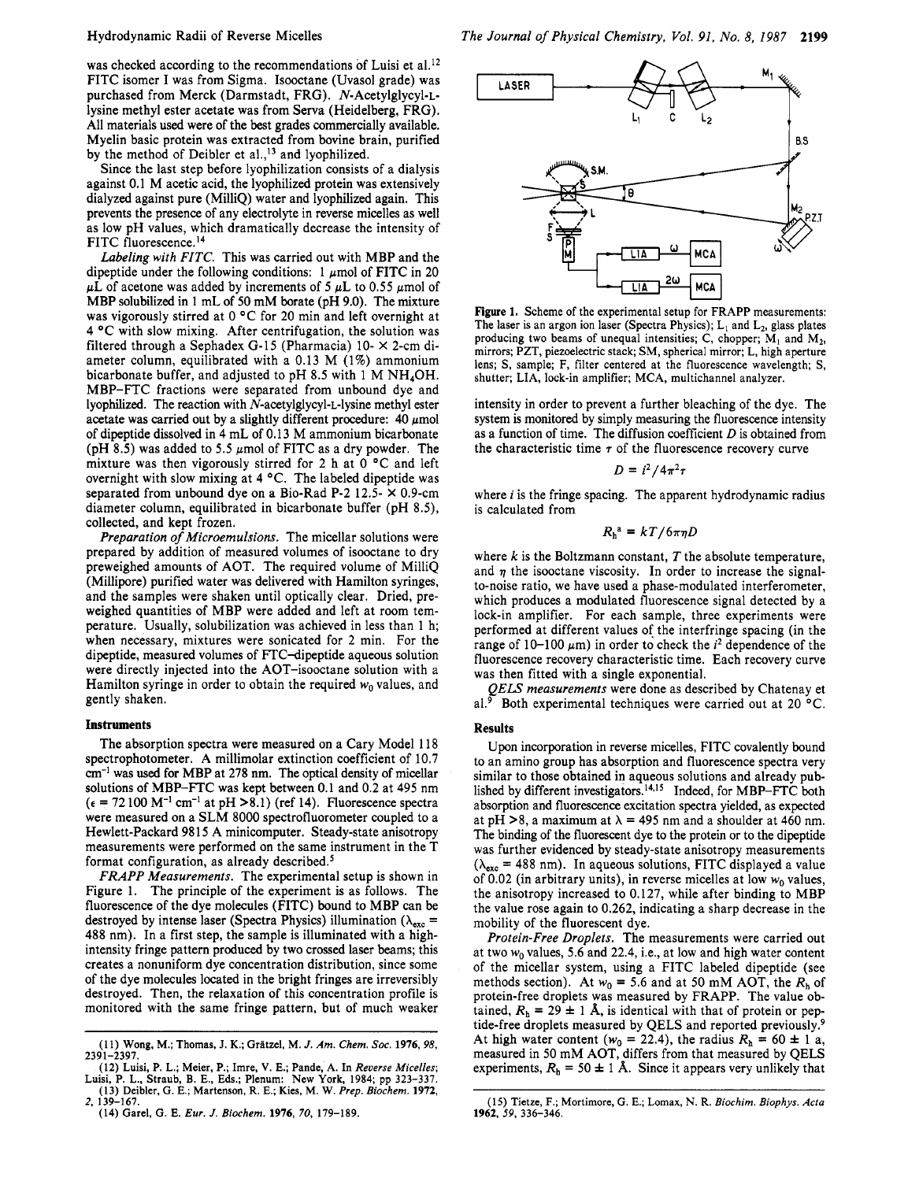was checked according to the recommendations of Luisi et al.[12] FITC isomer I was from Sigma. Isooctane (Uvasol grade) was purchased from Merck (Darmstadt, FRG). N-Acetylglycyl-L-lysine methyl ester acetate was from Serva (Heidelberg, FRG). All materials used were of the best grades commercially available. Myelin basic protein was extracted from bovine brain, purified by the method of Deibler et al.,[13] and lyophilized.

Since the last step before lyophilization consists of a dialysis against 0.1 M acetic acid, the lyophilized protein was extensively dialyzed against pure (MilliQ) water and lyophilized again. This prevents the presence of any electrolyte in reverse micelles as well as low pH values, which dramatically decrease the intensity of FITC fluorescence.[14]

*Labeling with FITC.* This was carried out with MBP and the dipeptide under the following conditions: 1 μmol of FITC in 20 μL of acetone was added by increments of 5 μL to 0.55 μmol of MBP solubilized in 1 mL of 50 mM borate (pH 9.0). The mixture was vigorously stirred at 0 °C for 20 min and left overnight at 4 °C with slow mixing. After centrifugation, the solution was filtered through a Sephadex G-15 (Pharmacia) 10- × 2-cm diameter column, equilibrated with a 0.13 M (1%) ammonium bicarbonate buffer, and adjusted to pH 8.5 with 1 M $NH_4OH$. MBP–FTC fractions were separated from unbound dye and lyophilized. The reaction with N-acetylglycyl-L-lysine methyl ester acetate was carried out by a slightly different procedure: 40 μmol of dipeptide dissolved in 4 mL of 0.13 M ammonium bicarbonate (pH 8.5) was added to 5.5 μmol of FITC as a dry powder. The mixture was then vigorously stirred for 2 h at 0 °C and left overnight with slow mixing at 4 °C. The labeled dipeptide was separated from unbound dye on a Bio-Rad P-2 12.5- × 0.9-cm diameter column, equilibrated in bicarbonate buffer (pH 8.5), collected, and kept frozen.

*Preparation of Microemulsions.* The micellar solutions were prepared by addition of measured volumes of isooctane to dry preweighed amounts of AOT. The required volume of MilliQ (Millipore) purified water was delivered with Hamilton syringes, and the samples were shaken until optically clear. Dried, preweighed quantities of MBP were added and left at room temperature. Usually, solubilization was achieved in less than 1 h; when necessary, mixtures were sonicated for 2 min. For the dipeptide, measured volumes of FTC–dipeptide aqueous solution were directly injected into the AOT–isooctane solution with a Hamilton syringe in order to obtain the required $w_0$ values, and gently shaken.

## Instruments

The absorption spectra were measured on a Cary Model 118 spectrophotometer. A millimolar extinction coefficient of 10.7 $cm^{-1}$ was used for MBP at 278 nm. The optical density of micellar solutions of MBP–FTC was kept between 0.1 and 0.2 at 495 nm ($\epsilon$ = 72 100 $M^{-1}$ $cm^{-1}$ at pH >8.1) (ref 14). Fluorescence spectra were measured on a SLM 8000 spectrofluorometer coupled to a Hewlett-Packard 9815 A minicomputer. Steady-state anisotropy measurements were performed on the same instrument in the T format configuration, as already described.[5]

*FRAPP Measurements.* The experimental setup is shown in Figure 1. The principle of the experiment is as follows. The fluorescence of the dye molecules (FITC) bound to MBP can be destroyed by intense laser (Spectra Physics) illumination ($\lambda_{exc}$ = 488 nm). In a first step, the sample is illuminated with a high-intensity fringe pattern produced by two crossed laser beams; this creates a nonuniform dye concentration distribution, since some of the dye molecules located in the bright fringes are irreversibly destroyed. Then, the relaxation of this concentration profile is monitored with the same fringe pattern, but of much weaker intensity in order to prevent a further bleaching of the dye. The system is monitored by simply measuring the fluorescence intensity as a function of time. The diffusion coefficient $D$ is obtained from the characteristic time $\tau$ of the fluorescence recovery curve

$$D = i^2/4\pi^2\tau$$

where $i$ is the fringe spacing. The apparent hydrodynamic radius is calculated from

$$R_h^a = kT/6\pi\eta D$$

where $k$ is the Boltzmann constant, $T$ the absolute temperature, and $\eta$ the isooctane viscosity. In order to increase the signal-to-noise ratio, we have used a phase-modulated interferometer, which produces a modulated fluorescence signal detected by a lock-in amplifier. For each sample, three experiments were performed at different values of the interfringe spacing (in the range of 10–100 μm) in order to check the $i^2$ dependence of the fluorescence recovery characteristic time. Each recovery curve was then fitted with a single exponential.

*QELS measurements* were done as described by Chatenay et al.[9] Both experimental techniques were carried out at 20 °C.

Figure 1. Scheme of the experimental setup for FRAPP measurements: The laser is an argon ion laser (Spectra Physics); $L_1$ and $L_2$, glass plates producing two beams of unequal intensities; C, chopper; $M_1$ and $M_2$, mirrors; PZT, piezoelectric stack; SM, spherical mirror; L, high aperture lens; S, sample; F, filter centered at the fluorescence wavelength; S, shutter; LIA, lock-in amplifier; MCA, multichannel analyzer.

## Results

Upon incorporation in reverse micelles, FITC covalently bound to an amino group has absorption and fluorescence spectra very similar to those obtained in aqueous solutions and already published by different investigators.[14,15] Indeed, for MBP–FTC both absorption and fluorescence excitation spectra yielded, as expected at pH >8, a maximum at $\lambda$ = 495 nm and a shoulder at 460 nm. The binding of the fluorescent dye to the protein or to the dipeptide was further evidenced by steady-state anisotropy measurements ($\lambda_{exc}$ = 488 nm). In aqueous solutions, FITC displayed a value of 0.02 (in arbitrary units), in reverse micelles at low $w_0$ values, the anisotropy increased to 0.127, while after binding to MBP the value rose again to 0.262, indicating a sharp decrease in the mobility of the fluorescent dye.

*Protein-Free Droplets.* The measurements were carried out at two $w_0$ values, 5.6 and 22.4, i.e., at low and high water content of the micellar system, using a FITC labeled dipeptide (see methods section). At $w_0$ = 5.6 and at 50 mM AOT, the $R_h$ of protein-free droplets was measured by FRAPP. The value obtained, $R_h$ = 29 ± 1 Å, is identical with that of protein or peptide-free droplets measured by QELS and reported previously.[9] At high water content ($w_0$ = 22.4), the radius $R_h$ = 60 ± 1 a, measured in 50 mM AOT, differs from that measured by QELS experiments, $R_h$ = 50 ± 1 Å. Since it appears very unlikely that

(11) Wong, M.; Thomas, J. K.; Grätzel, M. *J. Am. Chem. Soc.* **1976**, *98*, 2391–2397.

(12) Luisi, P. L.; Meier, P.; Imre, V. E.; Pande, A. In *Reverse Micelles*; Luisi, P. L., Straub, B. E., Eds.; Plenum: New York, 1984; pp 323–337.

(13) Deibler, G. E.; Martenson, R. E.; Kies, M. W. *Prep. Biochem.* **1972**, *2*, 139–167.

(14) Garel, G. E. *Eur. J. Biochem.* **1976**, *70*, 179–189.

(15) Tietze, F.; Mortimore, G. E.; Lomax, N. R. *Biochim. Biophys. Acta* **1962**, *59*, 336–346.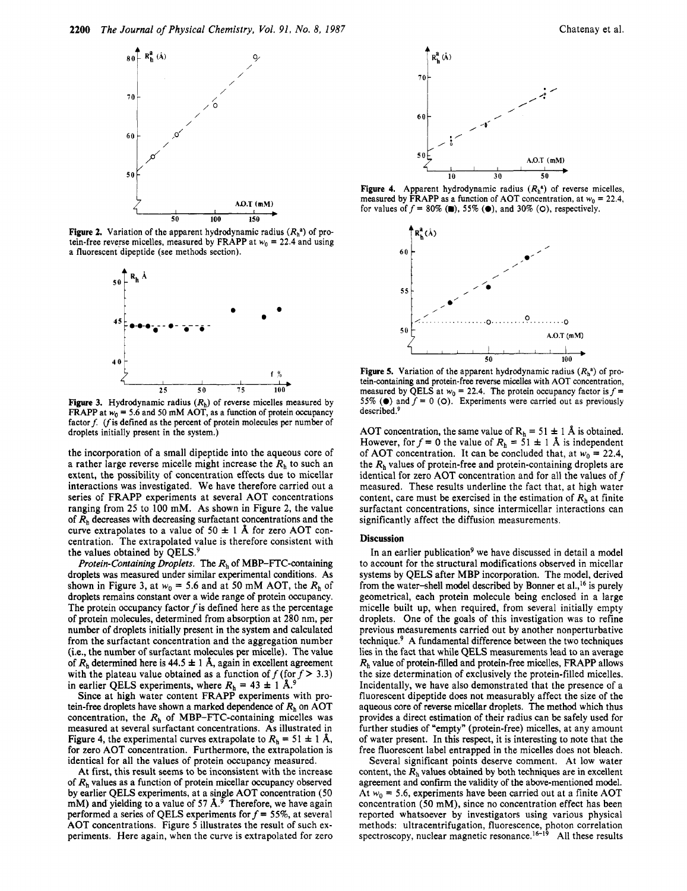Figure 2. Variation of the apparent hydrodynamic radius ($R_h^a$) of protein-free reverse micelles, measured by FRAPP at $w_0 = 22.4$ and using a fluorescent dipeptide (see methods section).

Figure 3. Hydrodynamic radius ($R_h$) of reverse micelles measured by FRAPP at $w_0 = 5.6$ and 50 mM AOT, as a function of protein occupancy factor $f$. ($f$ is defined as the percent of protein molecules per number of droplets initially present in the system.)

the incorporation of a small dipeptide into the aqueous core of a rather large reverse micelle might increase the $R_h$ to such an extent, the possibility of concentration effects due to micellar interactions was investigated. We have therefore carried out a series of FRAPP experiments at several AOT concentrations ranging from 25 to 100 mM. As shown in Figure 2, the value of $R_h$ decreases with decreasing surfactant concentrations and the curve extrapolates to a value of 50 ± 1 Å for zero AOT concentration. The extrapolated value is therefore consistent with the values obtained by QELS.[9]

*Protein-Containing Droplets.* The $R_h$ of MBP-FTC-containing droplets was measured under similar experimental conditions. As shown in Figure 3, at $w_0 = 5.6$ and at 50 mM AOT, the $R_h$ of droplets remains constant over a wide range of protein occupancy. The protein occupancy factor $f$ is defined here as the percentage of protein molecules, determined from absorption at 280 nm, per number of droplets initially present in the system and calculated from the surfactant concentration and the aggregation number (i.e., the number of surfactant molecules per micelle). The value of $R_h$ determined here is 44.5 ± 1 Å, again in excellent agreement with the plateau value obtained as a function of $f$ (for $f > 3.3$) in earlier QELS experiments, where $R_h = 43 \pm 1$ Å.[9]

Since at high water content FRAPP experiments with protein-free droplets have shown a marked dependence of $R_h$ on AOT concentration, the $R_h$ of MBP-FTC-containing micelles was measured at several surfactant concentrations. As illustrated in Figure 4, the experimental curves extrapolate to $R_h = 51 \pm 1$ Å, for zero AOT concentration. Furthermore, the extrapolation is identical for all the values of protein occupancy measured.

At first, this result seems to be inconsistent with the increase of $R_h$ values as a function of protein micellar occupancy observed by earlier QELS experiments, at a single AOT concentration (50 mM) and yielding to a value of 57 Å.[9] Therefore, we have again performed a series of QELS experiments for $f = 55\%$, at several AOT concentrations. Figure 5 illustrates the result of such experiments. Here again, when the curve is extrapolated for zero

Figure 4. Apparent hydrodynamic radius ($R_h^a$) of reverse micelles, measured by FRAPP as a function of AOT concentration, at $w_0 = 22.4$, for values of $f = 80\%$ (■), 55% (●), and 30% (○), respectively.

Figure 5. Variation of the apparent hydrodynamic radius ($R_h^a$) of protein-containing and protein-free reverse micelles with AOT concentration, measured by QELS at $w_0 = 22.4$. The protein occupancy factor is $f = 55\%$ (●) and $f = 0$ (○). Experiments were carried out as previously described.[9]

AOT concentration, the same value of $R_h = 51 \pm 1$ Å is obtained. However, for $f = 0$ the value of $R_h = 51 \pm 1$ Å is independent of AOT concentration. It can be concluded that, at $w_0 = 22.4$, the $R_h$ values of protein-free and protein-containing droplets are identical for zero AOT concentration and for all the values of $f$ measured. These results underline the fact that, at high water content, care must be exercised in the estimation of $R_h$ at finite surfactant concentrations, since intermicellar interactions can significantly affect the diffusion measurements.

## Discussion

In an earlier publication[9] we have discussed in detail a model to account for the structural modifications observed in micellar systems by QELS after MBP incorporation. The model, derived from the water-shell model described by Bonner et al.,[16] is purely geometrical, each protein molecule being enclosed in a large micelle built up, when required, from several initially empty droplets. One of the goals of this investigation was to refine previous measurements carried out by another nonperturbative technique.[9] A fundamental difference between the two techniques lies in the fact that while QELS measurements lead to an average $R_h$ value of protein-filled and protein-free micelles, FRAPP allows the size determination of exclusively the protein-filled micelles. Incidentally, we have also demonstrated that the presence of a fluorescent dipeptide does not measurably affect the size of the aqueous core of reverse micellar droplets. The method which thus provides a direct estimation of their radius can be safely used for further studies of "empty" (protein-free) micelles, at any amount of water present. In this respect, it is interesting to note that the free fluorescent label entrapped in the micelles does not bleach.

Several significant points deserve comment. At low water content, the $R_h$ values obtained by both techniques are in excellent agreement and confirm the validity of the above-mentioned model. At $w_0 = 5.6$, experiments have been carried out at a finite AOT concentration (50 mM), since no concentration effect has been reported whatsoever by investigators using various physical methods: ultracentrifugation, fluorescence, photon correlation spectroscopy, nuclear magnetic resonance.[16-19] All these results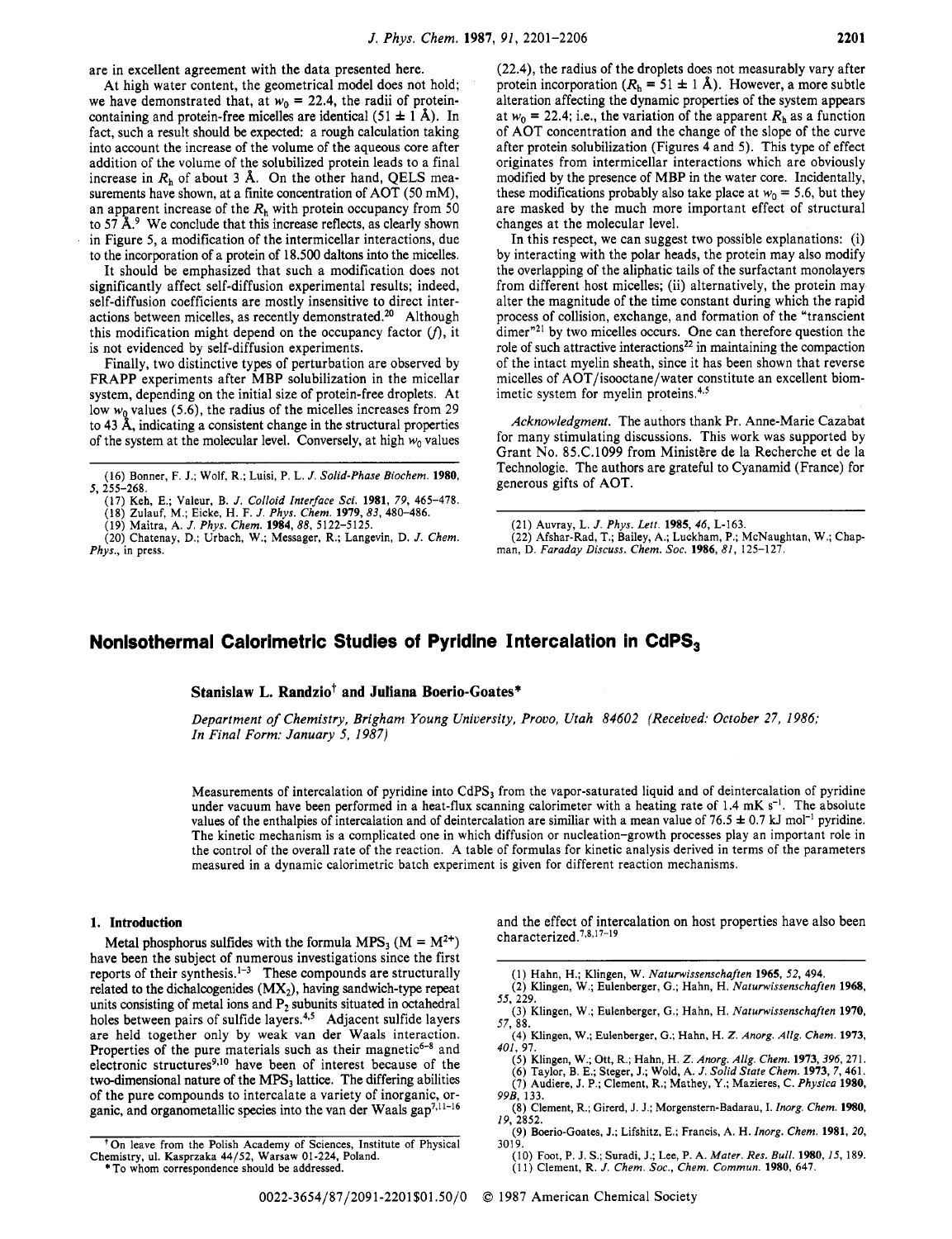are in excellent agreement with the data presented here.

At high water content, the geometrical model does not hold; we have demonstrated that, at $w_0 = 22.4$, the radii of protein-containing and protein-free micelles are identical (51 ± 1 Å). In fact, such a result should be expected: a rough calculation taking into account the increase of the volume of the aqueous core after addition of the volume of the solubilized protein leads to a final increase in $R_h$ of about 3 Å. On the other hand, QELS measurements have shown, at a finite concentration of AOT (50 mM), an apparent increase of the $R_h$ with protein occupancy from 50 to 57 Å.[9] We conclude that this increase reflects, as clearly shown in Figure 5, a modification of the intermicellar interactions, due to the incorporation of a protein of 18.500 daltons into the micelles.

It should be emphasized that such a modification does not significantly affect self-diffusion experimental results; indeed, self-diffusion coefficients are mostly insensitive to direct interactions between micelles, as recently demonstrated.[20] Although this modification might depend on the occupancy factor ($f$), it is not evidenced by self-diffusion experiments.

Finally, two distinctive types of perturbation are observed by FRAPP experiments after MBP solubilization in the micellar system, depending on the initial size of protein-free droplets. At low $w_0$ values (5.6), the radius of the micelles increases from 29 to 43 Å, indicating a consistent change in the structural properties of the system at the molecular level. Conversely, at high $w_0$ values (22.4), the radius of the droplets does not measurably vary after protein incorporation ($R_h$ = 51 ± 1 Å). However, a more subtle alteration affecting the dynamic properties of the system appears at $w_0 = 22.4$; i.e., the variation of the apparent $R_h$ as a function of AOT concentration and the change of the slope of the curve after protein solubilization (Figures 4 and 5). This type of effect originates from intermicellar interactions which are obviously modified by the presence of MBP in the water core. Incidentally, these modifications probably also take place at $w_0 = 5.6$, but they are masked by the much more important effect of structural changes at the molecular level.

In this respect, we can suggest two possible explanations: (i) by interacting with the polar heads, the protein may also modify the overlapping of the aliphatic tails of the surfactant monolayers from different host micelles; (ii) alternatively, the protein may alter the magnitude of the time constant during which the rapid process of collision, exchange, and formation of the "transcient dimer"[21] by two micelles occurs. One can therefore question the role of such attractive interactions[22] in maintaining the compaction of the intact myelin sheath, since it has been shown that reverse micelles of AOT/isooctane/water constitute an excellent biomimetic system for myelin proteins.[4,5]

*Acknowledgment.* The authors thank Pr. Anne-Marie Cazabat for many stimulating discussions. This work was supported by Grant No. 85.C.1099 from Ministère de la Recherche et de la Technologie. The authors are grateful to Cyanamid (France) for generous gifts of AOT.

(16) Bonner, F. J.; Wolf, R.; Luisi, P. L. *J. Solid-Phase Biochem.* **1980**, *5*, 255–268.
(17) Keh, E.; Valeur, B. *J. Colloid Interface Sci.* **1981**, *79*, 465–478.
(18) Zulauf, M.; Eicke, H. F. *J. Phys. Chem.* **1979**, *83*, 480–486.
(19) Maitra, A. *J. Phys. Chem.* **1984**, *88*, 5122–5125.
(20) Chatenay, D.; Urbach, W.; Messager, R.; Langevin, D. *J. Chem. Phys.*, in press.
(21) Auvray, L. *J. Phys. Lett.* **1985**, *46*, L-163.
(22) Afshar-Rad, T.; Bailey, A.; Luckham, P.; McNaughtan, W.; Chapman, D. *Faraday Discuss. Chem. Soc.* **1986**, *81*, 125–127.

# Nonisothermal Calorimetric Studies of Pyridine Intercalation in $CdPS_3$

**Stanislaw L. Randzio[†] and Juliana Boerio-Goates***

*Department of Chemistry, Brigham Young University, Provo, Utah 84602 (Received: October 27, 1986; In Final Form: January 5, 1987)*

Measurements of intercalation of pyridine into $CdPS_3$ from the vapor-saturated liquid and of deintercalation of pyridine under vacuum have been performed in a heat-flux scanning calorimeter with a heating rate of 1.4 mK s$^{-1}$. The absolute values of the enthalpies of intercalation and of deintercalation are similiar with a mean value of 76.5 ± 0.7 kJ mol$^{-1}$ pyridine. The kinetic mechanism is a complicated one in which diffusion or nucleation-growth processes play an important role in the control of the overall rate of the reaction. A table of formulas for kinetic analysis derived in terms of the parameters measured in a dynamic calorimetric batch experiment is given for different reaction mechanisms.

## 1. Introduction

Metal phosphorus sulfides with the formula $MPS_3$ ($M = M^{2+}$) have been the subject of numerous investigations since the first reports of their synthesis.[1-3] These compounds are structurally related to the dichalcogenides ($MX_2$), having sandwich-type repeat units consisting of metal ions and $P_2$ subunits situated in octahedral holes between pairs of sulfide layers.[4,5] Adjacent sulfide layers are held together only by weak van der Waals interaction. Properties of the pure materials such as their magnetic[6-8] and electronic structures[9,10] have been of interest because of the two-dimensional nature of the $MPS_3$ lattice. The differing abilities of the pure compounds to intercalate a variety of inorganic, organic, and organometallic species into the van der Waals gap[7,11-16] and the effect of intercalation on host properties have also been characterized.[7,8,17-19]

† On leave from the Polish Academy of Sciences, Institute of Physical Chemistry, ul. Kasprzaka 44/52, Warsaw 01-224, Poland.
* To whom correspondence should be addressed.

(1) Hahn, H.; Klingen, W. *Naturwissenschaften* **1965**, *52*, 494.
(2) Klingen, W.; Eulenberger, G.; Hahn, H. *Naturwissenschaften* **1968**, *55*, 229.
(3) Klingen, W.; Eulenberger, G.; Hahn, H. *Naturwissenschaften* **1970**, *57*, 88.
(4) Klingen, W.; Eulenberger, G.; Hahn, H. *Z. Anorg. Allg. Chem.* **1973**, *401*, 97.
(5) Klingen, W.; Ott, R.; Hahn, H. *Z. Anorg. Allg. Chem.* **1973**, *396*, 271.
(6) Taylor, B. E.; Steger, J.; Wold, A. *J. Solid State Chem.* **1973**, *7*, 461.
(7) Audiere, J. P.; Clement, R.; Mathey, Y.; Mazieres, C. *Physica* **1980**, *99B*, 133.
(8) Clement, R.; Girerd, J. J.; Morgenstern-Badarau, I. *Inorg. Chem.* **1980**, *19*, 2852.
(9) Boerio-Goates, J.; Lifshitz, E.; Francis, A. H. *Inorg. Chem.* **1981**, *20*, 3019.
(10) Foot, P. J. S.; Suradi, J.; Lee, P. A. *Mater. Res. Bull.* **1980**, *15*, 189.
(11) Clement, R. *J. Chem. Soc., Chem. Commun.* **1980**, 647.

0022-3654/87/2091-2201$01.50/0 © 1987 American Chemical Society